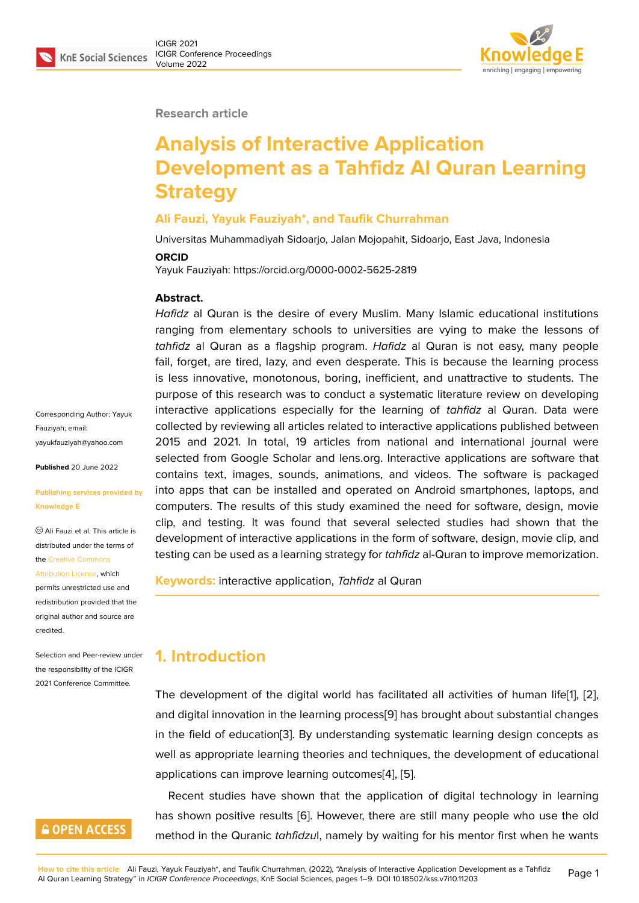Research article

# Analysis of Interactive Application Development as a Tahfidz Al Quran Learning Strategy

**Ali Fauzi, Yayuk Fauziyah\*, and Taufik Churrahman**

Universitas Muhammadiyah Sidoarjo, Jalan Mojopahit, Sidoarjo, East Java, Indonesia

**ORCID**

Yayuk Fauziyah: https://orcid.org/0000-0002-5625-2819

**Abstract.**

*Hafidz* al Quran is the desire of every Muslim. Many Islamic educational institutions ranging from elementary schools to universities are vying to make the lessons of *tahfidz* al Quran as a flagship program. *Hafidz* al Quran is not easy, many people fail, forget, are tired, lazy, and even desperate. This is because the learning process is less innovative, monotonous, boring, inefficient, and unattractive to students. The purpose of this research was to conduct a systematic literature review on developing interactive applications especially for the learning of *tahfidz* al Quran. Data were collected by reviewing all articles related to interactive applications published between 2015 and 2021. In total, 19 articles from national and international journal were selected from Google Scholar and lens.org. Interactive applications are software that contains text, images, sounds, animations, and videos. The software is packaged into apps that can be installed and operated on Android smartphones, laptops, and computers. The results of this study examined the need for software, design, movie clip, and testing. It was found that several selected studies had shown that the development of interactive applications in the form of software, design, movie clip, and testing can be used as a learning strategy for *tahfidz* al-Quran to improve memorization.

**Keywords:** interactive application, *Tahfidz* al Quran

Corresponding Author: Yayuk Fauziyah; email: yayukfauziyah@yahoo.com

**Published** 20 June 2022

**Publishing services provided by Knowledge E**

© Ali Fauzi et al. This article is distributed under the terms of the Creative Commons Attribution License, which permits unrestricted use and redistribution provided that the original author and source are credited.

Selection and Peer-review under the responsibility of the ICIGR 2021 Conference Committee.

## 1. Introduction

The development of the digital world has facilitated all activities of human life[1], [2], and digital innovation in the learning process[9] has brought about substantial changes in the field of education[3]. By understanding systematic learning design concepts as well as appropriate learning theories and techniques, the development of educational applications can improve learning outcomes[4], [5].

Recent studies have shown that the application of digital technology in learning has shown positive results [6]. However, there are still many people who use the old method in the Quranic *tahfidzu*l, namely by waiting for his mentor first when he wants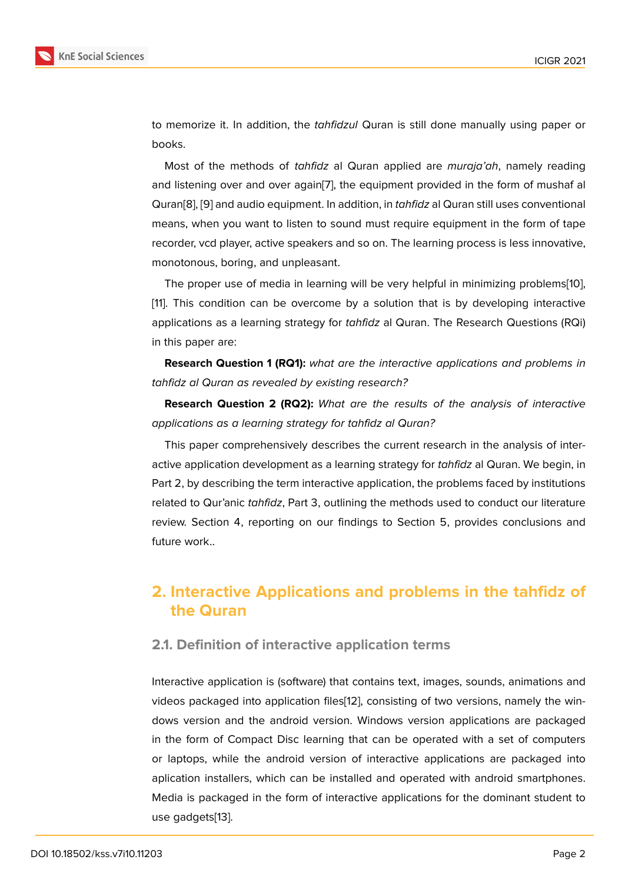to memorize it. In addition, the *tahfidzul* Quran is still done manually using paper or books.

Most of the methods of *tahfidz* al Quran applied are *muraja'ah*, namely reading and listening over and over again[7], the equipment provided in the form of mushaf al Quran[8], [9] and audio equipment. In addition, in *tahfidz* al Quran still uses conventional means, when you want to listen to sound must require equipment in the form of tape recorder, vcd player, active speakers and so on. The learning process is less innovative, monotonous, boring, and unpleasant.

The proper use of media in learning will be very helpful in minimizing problems[10], [11]. This condition can be overcome by a solution that is by developing interactive applications as a learning strategy for *tahfidz* al Quran. The Research Questions (RQi) in this paper are:

**Research Question 1 (RQ1):** *what are the interactive applications and problems in tahfidz al Quran as revealed by existing research?*

**Research Question 2 (RQ2):** *What are the results of the analysis of interactive applications as a learning strategy for tahfidz al Quran?*

This paper comprehensively describes the current research in the analysis of interactive application development as a learning strategy for *tahfidz* al Quran. We begin, in Part 2, by describing the term interactive application, the problems faced by institutions related to Qur'anic *tahfidz*, Part 3, outlining the methods used to conduct our literature review. Section 4, reporting on our findings to Section 5, provides conclusions and future work..

## 2. Interactive Applications and problems in the tahfidz of the Quran

### 2.1. Definition of interactive application terms

Interactive application is (software) that contains text, images, sounds, animations and videos packaged into application files[12], consisting of two versions, namely the windows version and the android version. Windows version applications are packaged in the form of Compact Disc learning that can be operated with a set of computers or laptops, while the android version of interactive applications are packaged into aplication installers, which can be installed and operated with android smartphones. Media is packaged in the form of interactive applications for the dominant student to use gadgets[13].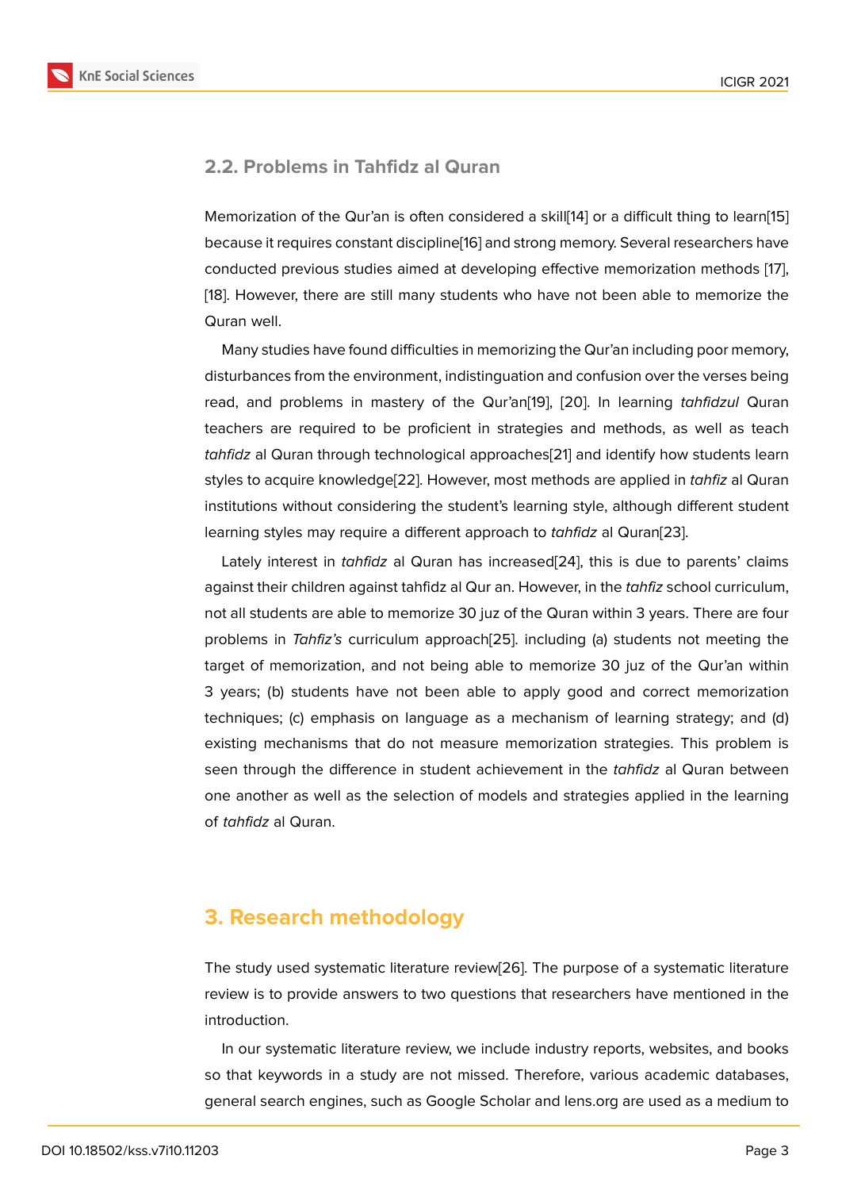### 2.2. Problems in Tahfidz al Quran

Memorization of the Qur'an is often considered a skill[14] or a difficult thing to learn[15] because it requires constant discipline[16] and strong memory. Several researchers have conducted previous studies aimed at developing effective memorization methods [17], [18]. However, there are still many students who have not been able to memorize the Quran well.

Many studies have found difficulties in memorizing the Qur'an including poor memory, disturbances from the environment, indistinguation and confusion over the verses being read, and problems in mastery of the Qur'an[19], [20]. In learning *tahfidzul* Quran teachers are required to be proficient in strategies and methods, as well as teach *tahfidz* al Quran through technological approaches[21] and identify how students learn styles to acquire knowledge[22]. However, most methods are applied in *tahfiz* al Quran institutions without considering the student's learning style, although different student learning styles may require a different approach to *tahfidz* al Quran[23].

Lately interest in *tahfidz* al Quran has increased[24], this is due to parents' claims against their children against tahfidz al Qur an. However, in the *tahfiz* school curriculum, not all students are able to memorize 30 juz of the Quran within 3 years. There are four problems in *Tahfiz's* curriculum approach[25]. including (a) students not meeting the target of memorization, and not being able to memorize 30 juz of the Qur'an within 3 years; (b) students have not been able to apply good and correct memorization techniques; (c) emphasis on language as a mechanism of learning strategy; and (d) existing mechanisms that do not measure memorization strategies. This problem is seen through the difference in student achievement in the *tahfidz* al Quran between one another as well as the selection of models and strategies applied in the learning of *tahfidz* al Quran.

## 3. Research methodology

The study used systematic literature review[26]. The purpose of a systematic literature review is to provide answers to two questions that researchers have mentioned in the introduction.

In our systematic literature review, we include industry reports, websites, and books so that keywords in a study are not missed. Therefore, various academic databases, general search engines, such as Google Scholar and lens.org are used as a medium to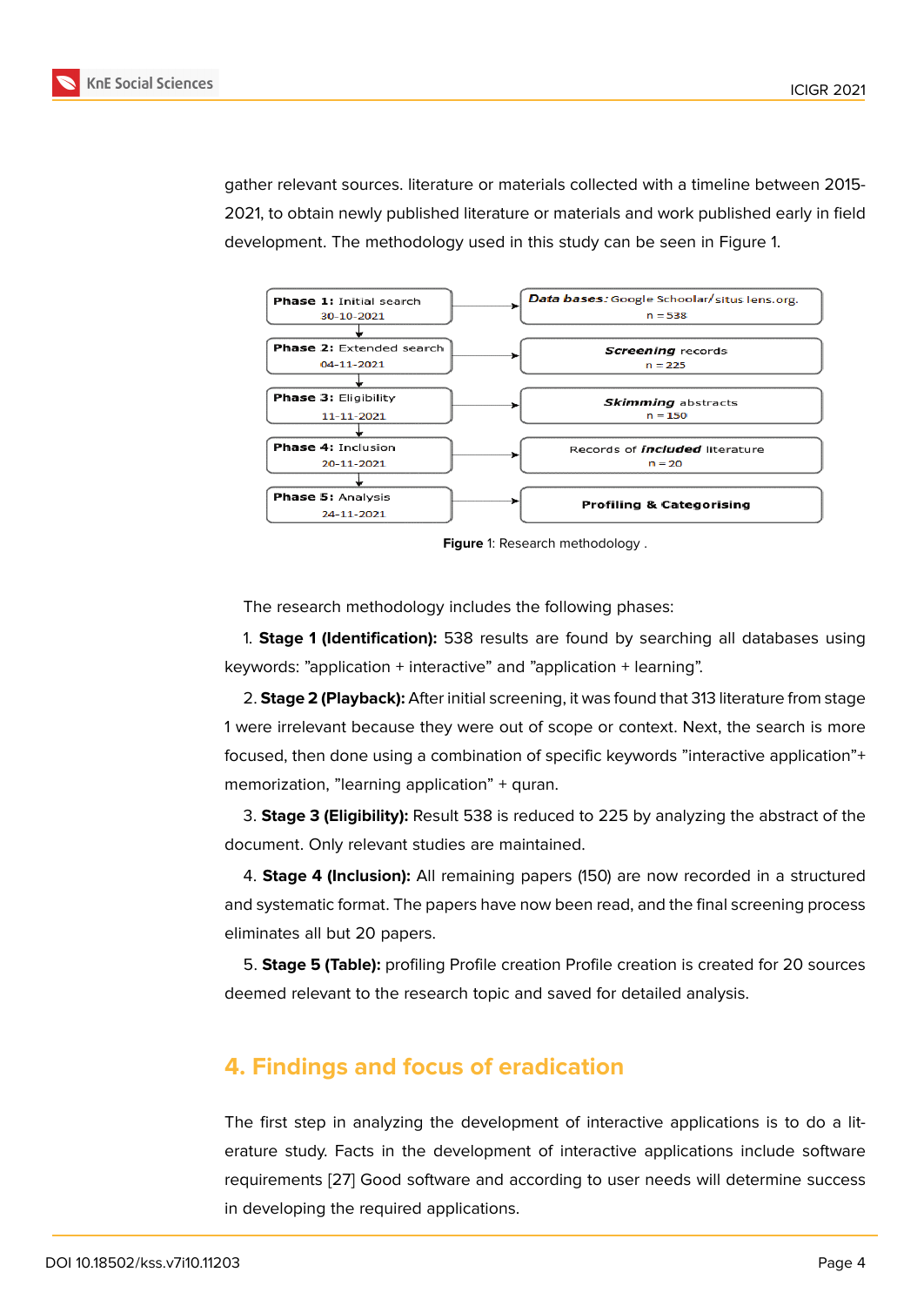gather relevant sources. literature or materials collected with a timeline between 2015-2021, to obtain newly published literature or materials and work published early in field development. The methodology used in this study can be seen in Figure 1.

| Phase | Result |
|---|---|
| **Phase 1:** Initial search 30-10-2021 | ***Data bases:*** Google Schoolar/situs lens.org. n = 538 |
| **Phase 2:** Extended search 04-11-2021 | ***Screening*** records n = 225 |
| **Phase 3:** Eligibility 11-11-2021 | ***Skimming*** abstracts n = 150 |
| **Phase 4:** Inclusion 20-11-2021 | Records of ***included*** literature n = 20 |
| **Phase 5:** Analysis 24-11-2021 | **Profiling & Categorising** |

**Figure** 1: Research methodology .

The research methodology includes the following phases:

1. **Stage 1 (Identification):** 538 results are found by searching all databases using keywords: "application + interactive" and "application + learning".

2. **Stage 2 (Playback):** After initial screening, it was found that 313 literature from stage 1 were irrelevant because they were out of scope or context. Next, the search is more focused, then done using a combination of specific keywords "interactive application"+ memorization, "learning application" + quran.

3. **Stage 3 (Eligibility):** Result 538 is reduced to 225 by analyzing the abstract of the document. Only relevant studies are maintained.

4. **Stage 4 (Inclusion):** All remaining papers (150) are now recorded in a structured and systematic format. The papers have now been read, and the final screening process eliminates all but 20 papers.

5. **Stage 5 (Table):** profiling Profile creation Profile creation is created for 20 sources deemed relevant to the research topic and saved for detailed analysis.

## 4. Findings and focus of eradication

The first step in analyzing the development of interactive applications is to do a literature study. Facts in the development of interactive applications include software requirements [27] Good software and according to user needs will determine success in developing the required applications.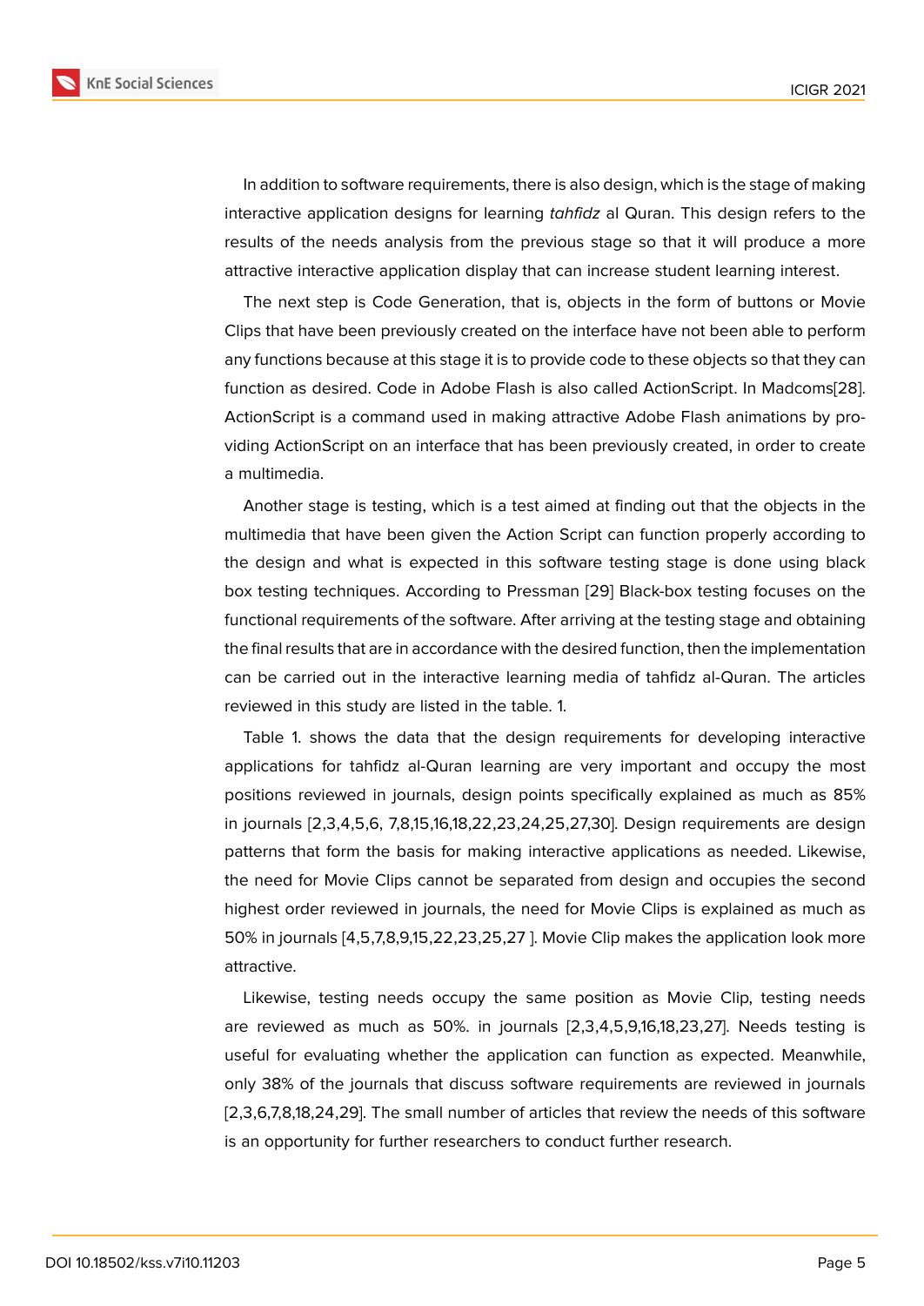In addition to software requirements, there is also design, which is the stage of making interactive application designs for learning *tahfidz* al Quran. This design refers to the results of the needs analysis from the previous stage so that it will produce a more attractive interactive application display that can increase student learning interest.

The next step is Code Generation, that is, objects in the form of buttons or Movie Clips that have been previously created on the interface have not been able to perform any functions because at this stage it is to provide code to these objects so that they can function as desired. Code in Adobe Flash is also called ActionScript. In Madcoms[28]. ActionScript is a command used in making attractive Adobe Flash animations by providing ActionScript on an interface that has been previously created, in order to create a multimedia.

Another stage is testing, which is a test aimed at finding out that the objects in the multimedia that have been given the Action Script can function properly according to the design and what is expected in this software testing stage is done using black box testing techniques. According to Pressman [29] Black-box testing focuses on the functional requirements of the software. After arriving at the testing stage and obtaining the final results that are in accordance with the desired function, then the implementation can be carried out in the interactive learning media of tahfidz al-Quran. The articles reviewed in this study are listed in the table. 1.

Table 1. shows the data that the design requirements for developing interactive applications for tahfidz al-Quran learning are very important and occupy the most positions reviewed in journals, design points specifically explained as much as 85% in journals [2,3,4,5,6, 7,8,15,16,18,22,23,24,25,27,30]. Design requirements are design patterns that form the basis for making interactive applications as needed. Likewise, the need for Movie Clips cannot be separated from design and occupies the second highest order reviewed in journals, the need for Movie Clips is explained as much as 50% in journals [4,5,7,8,9,15,22,23,25,27 ]. Movie Clip makes the application look more attractive.

Likewise, testing needs occupy the same position as Movie Clip, testing needs are reviewed as much as 50%. in journals [2,3,4,5,9,16,18,23,27]. Needs testing is useful for evaluating whether the application can function as expected. Meanwhile, only 38% of the journals that discuss software requirements are reviewed in journals [2,3,6,7,8,18,24,29]. The small number of articles that review the needs of this software is an opportunity for further researchers to conduct further research.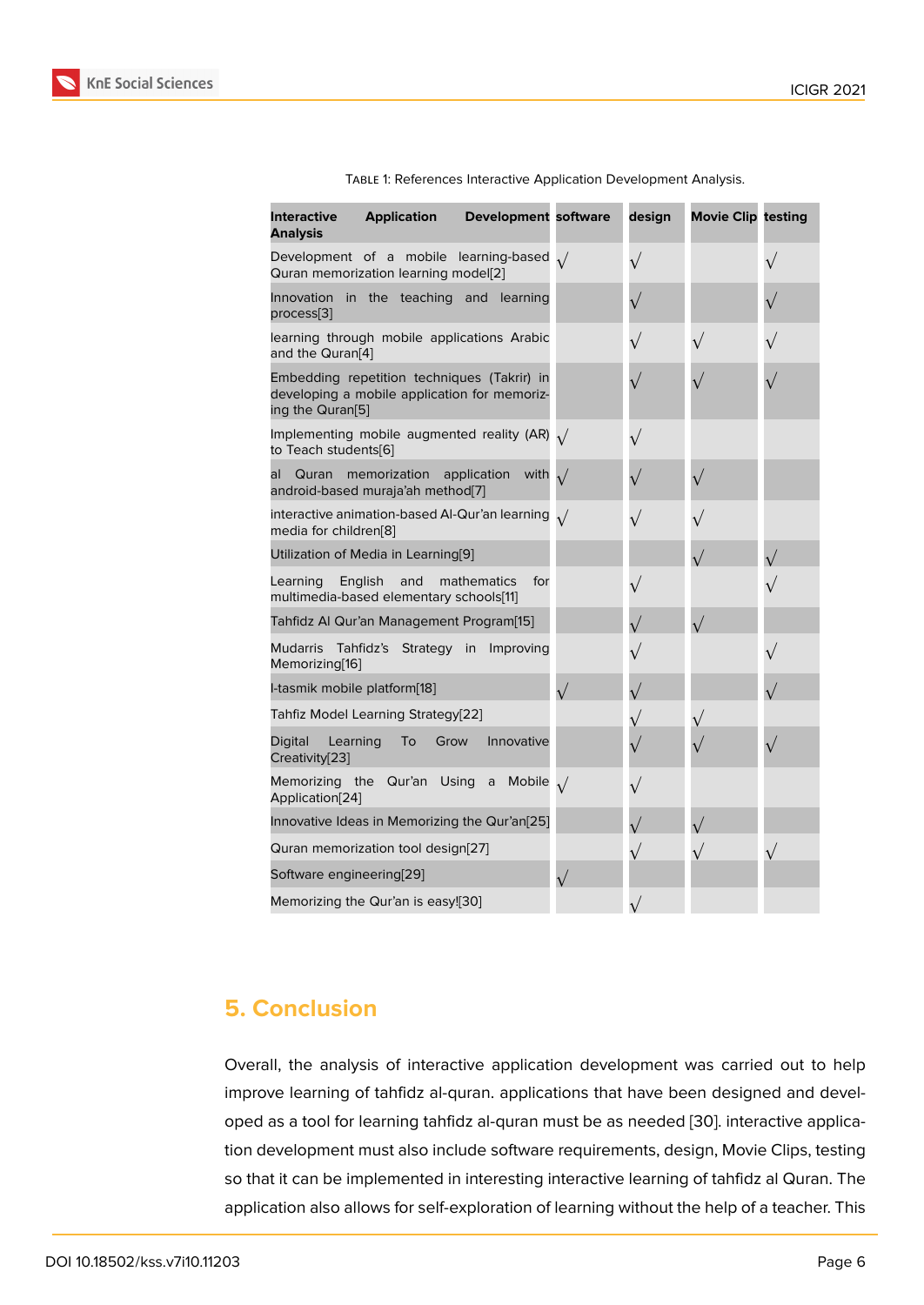Table 1: References Interactive Application Development Analysis.

| Interactive Application Development Analysis | software | design | Movie Clip | testing |
|---|---|---|---|---|
| Development of a mobile learning-based Quran memorization learning model[2] | √ | √ | | √ |
| Innovation in the teaching and learning process[3] | | √ | | √ |
| learning through mobile applications Arabic and the Quran[4] | | √ | √ | √ |
| Embedding repetition techniques (Takrir) in developing a mobile application for memorizing the Quran[5] | | √ | √ | √ |
| Implementing mobile augmented reality (AR) to Teach students[6] | √ | √ | | |
| al Quran memorization application with android-based muraja'ah method[7] | √ | √ | √ | |
| interactive animation-based Al-Qur'an learning media for children[8] | √ | √ | √ | |
| Utilization of Media in Learning[9] | | | √ | √ |
| Learning English and mathematics for multimedia-based elementary schools[11] | | √ | | √ |
| Tahfidz Al Qur'an Management Program[15] | | √ | √ | |
| Mudarris Tahfidz's Strategy in Improving Memorizing[16] | | √ | | √ |
| I-tasmik mobile platform[18] | √ | √ | | √ |
| Tahfiz Model Learning Strategy[22] | | √ | √ | |
| Digital Learning To Grow Innovative Creativity[23] | | √ | √ | √ |
| Memorizing the Qur'an Using a Mobile Application[24] | √ | √ | | |
| Innovative Ideas in Memorizing the Qur'an[25] | | √ | √ | |
| Quran memorization tool design[27] | | √ | √ | √ |
| Software engineering[29] | √ | | | |
| Memorizing the Qur'an is easy![30] | | √ | | |

## 5. Conclusion

Overall, the analysis of interactive application development was carried out to help improve learning of tahfidz al-quran. applications that have been designed and developed as a tool for learning tahfidz al-quran must be as needed [30]. interactive application development must also include software requirements, design, Movie Clips, testing so that it can be implemented in interesting interactive learning of tahfidz al Quran. The application also allows for self-exploration of learning without the help of a teacher. This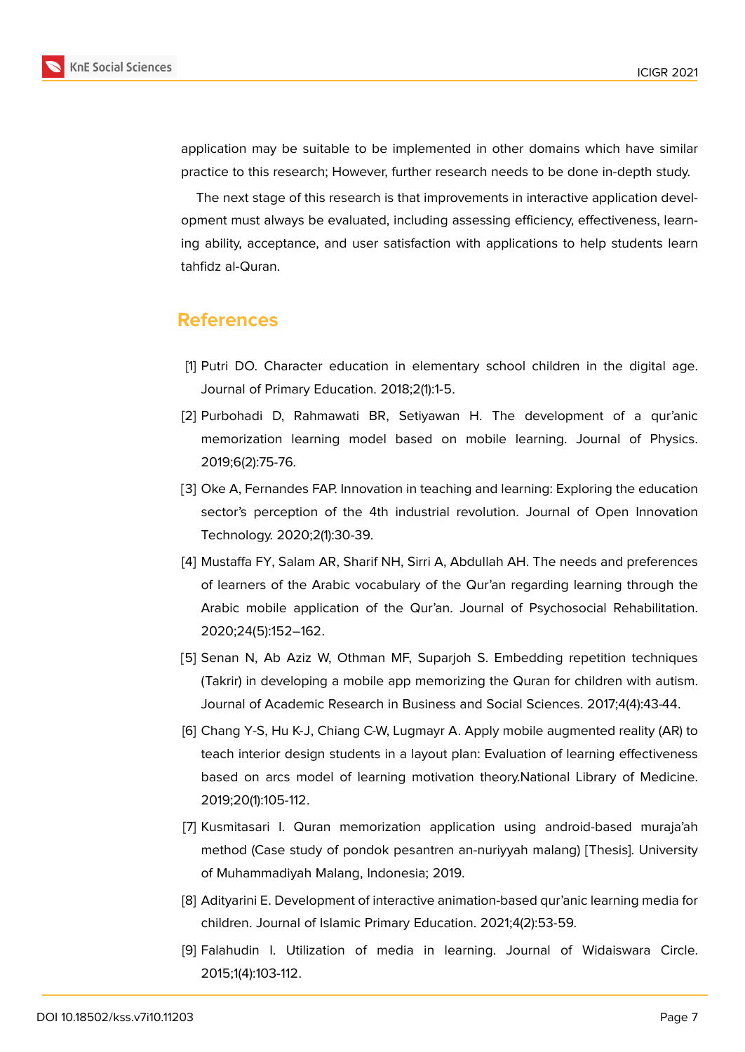application may be suitable to be implemented in other domains which have similar practice to this research; However, further research needs to be done in-depth study.

The next stage of this research is that improvements in interactive application development must always be evaluated, including assessing efficiency, effectiveness, learning ability, acceptance, and user satisfaction with applications to help students learn tahfidz al-Quran.

## References

[1] Putri DO. Character education in elementary school children in the digital age. Journal of Primary Education. 2018;2(1):1-5.

[2] Purbohadi D, Rahmawati BR, Setiyawan H. The development of a qur'anic memorization learning model based on mobile learning. Journal of Physics. 2019;6(2):75-76.

[3] Oke A, Fernandes FAP. Innovation in teaching and learning: Exploring the education sector's perception of the 4th industrial revolution. Journal of Open Innovation Technology. 2020;2(1):30-39.

[4] Mustaffa FY, Salam AR, Sharif NH, Sirri A, Abdullah AH. The needs and preferences of learners of the Arabic vocabulary of the Qur'an regarding learning through the Arabic mobile application of the Qur'an. Journal of Psychosocial Rehabilitation. 2020;24(5):152–162.

[5] Senan N, Ab Aziz W, Othman MF, Suparjoh S. Embedding repetition techniques (Takrir) in developing a mobile app memorizing the Quran for children with autism. Journal of Academic Research in Business and Social Sciences. 2017;4(4):43-44.

[6] Chang Y-S, Hu K-J, Chiang C-W, Lugmayr A. Apply mobile augmented reality (AR) to teach interior design students in a layout plan: Evaluation of learning effectiveness based on arcs model of learning motivation theory.National Library of Medicine. 2019;20(1):105-112.

[7] Kusmitasari I. Quran memorization application using android-based muraja'ah method (Case study of pondok pesantren an-nuriyyah malang) [Thesis]. University of Muhammadiyah Malang, Indonesia; 2019.

[8] Adityarini E. Development of interactive animation-based qur'anic learning media for children. Journal of Islamic Primary Education. 2021;4(2):53-59.

[9] Falahudin I. Utilization of media in learning. Journal of Widaiswara Circle. 2015;1(4):103-112.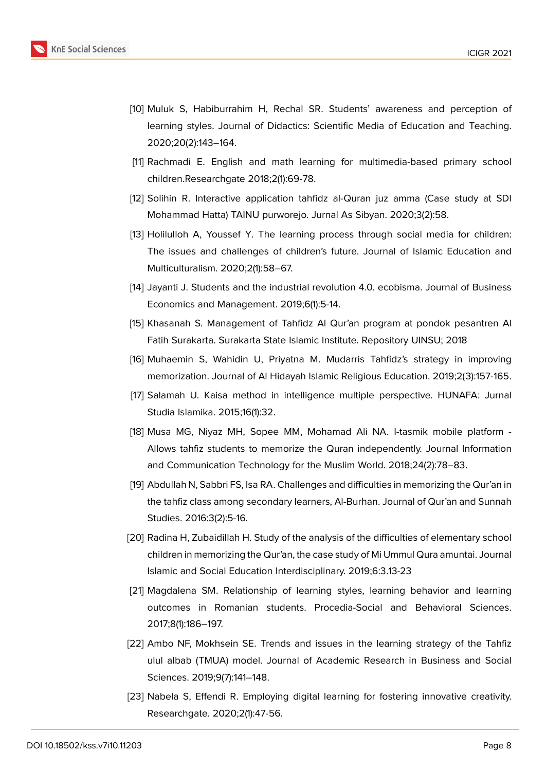[10] Muluk S, Habiburrahim H, Rechal SR. Students' awareness and perception of learning styles. Journal of Didactics: Scientific Media of Education and Teaching. 2020;20(2):143–164.

[11] Rachmadi E. English and math learning for multimedia-based primary school children.Researchgate 2018;2(1):69-78.

[12] Solihin R. Interactive application tahfidz al-Quran juz amma (Case study at SDI Mohammad Hatta) TAINU purworejo. Jurnal As Sibyan. 2020;3(2):58.

[13] Holilulloh A, Youssef Y. The learning process through social media for children: The issues and challenges of children's future. Journal of Islamic Education and Multiculturalism. 2020;2(1):58–67.

[14] Jayanti J. Students and the industrial revolution 4.0. ecobisma. Journal of Business Economics and Management. 2019;6(1):5-14.

[15] Khasanah S. Management of Tahfidz Al Qur'an program at pondok pesantren Al Fatih Surakarta. Surakarta State Islamic Institute. Repository UINSU; 2018

[16] Muhaemin S, Wahidin U, Priyatna M. Mudarris Tahfidz's strategy in improving memorization. Journal of Al Hidayah Islamic Religious Education. 2019;2(3):157-165.

[17] Salamah U. Kaisa method in intelligence multiple perspective. HUNAFA: Jurnal Studia Islamika. 2015;16(1):32.

[18] Musa MG, Niyaz MH, Sopee MM, Mohamad Ali NA. I-tasmik mobile platform - Allows tahfiz students to memorize the Quran independently. Journal Information and Communication Technology for the Muslim World. 2018;24(2):78–83.

[19] Abdullah N, Sabbri FS, Isa RA. Challenges and difficulties in memorizing the Qur'an in the tahfiz class among secondary learners, Al-Burhan. Journal of Qur'an and Sunnah Studies. 2016:3(2):5-16.

[20] Radina H, Zubaidillah H. Study of the analysis of the difficulties of elementary school children in memorizing the Qur'an, the case study of Mi Ummul Qura amuntai. Journal Islamic and Social Education Interdisciplinary. 2019;6:3.13-23

[21] Magdalena SM. Relationship of learning styles, learning behavior and learning outcomes in Romanian students. Procedia-Social and Behavioral Sciences. 2017;8(1):186–197.

[22] Ambo NF, Mokhsein SE. Trends and issues in the learning strategy of the Tahfiz ulul albab (TMUA) model. Journal of Academic Research in Business and Social Sciences. 2019;9(7):141–148.

[23] Nabela S, Effendi R. Employing digital learning for fostering innovative creativity. Researchgate. 2020;2(1):47-56.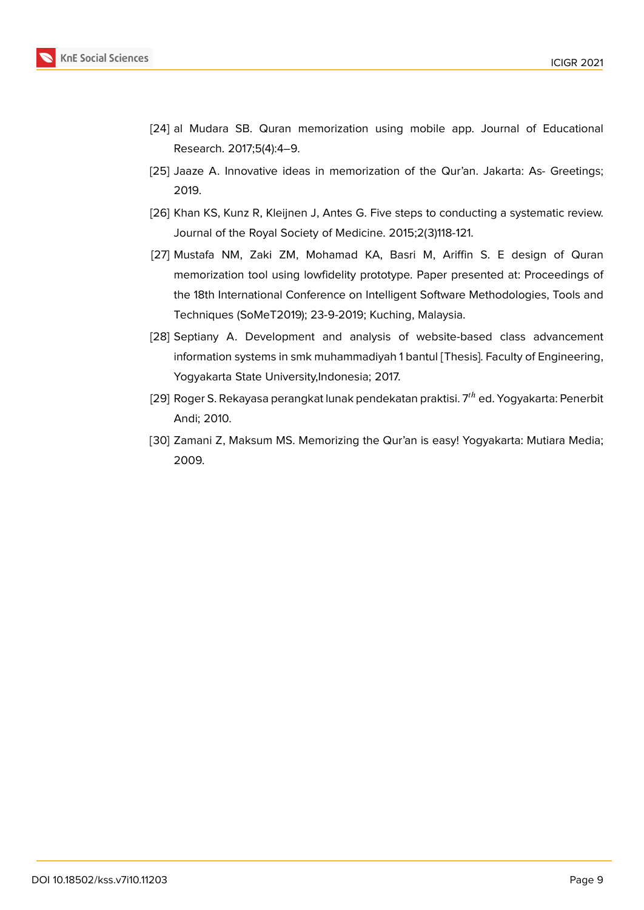[24] al Mudara SB. Quran memorization using mobile app. Journal of Educational Research. 2017;5(4):4–9.

[25] Jaaze A. Innovative ideas in memorization of the Qur'an. Jakarta: As- Greetings; 2019.

[26] Khan KS, Kunz R, Kleijnen J, Antes G. Five steps to conducting a systematic review. Journal of the Royal Society of Medicine. 2015;2(3)118-121.

[27] Mustafa NM, Zaki ZM, Mohamad KA, Basri M, Ariffin S. E design of Quran memorization tool using lowfidelity prototype. Paper presented at: Proceedings of the 18th International Conference on Intelligent Software Methodologies, Tools and Techniques (SoMeT2019); 23-9-2019; Kuching, Malaysia.

[28] Septiany A. Development and analysis of website-based class advancement information systems in smk muhammadiyah 1 bantul [Thesis]. Faculty of Engineering, Yogyakarta State University,Indonesia; 2017.

[29] Roger S. Rekayasa perangkat lunak pendekatan praktisi. $7^{th}$ ed. Yogyakarta: Penerbit Andi; 2010.

[30] Zamani Z, Maksum MS. Memorizing the Qur'an is easy! Yogyakarta: Mutiara Media; 2009.